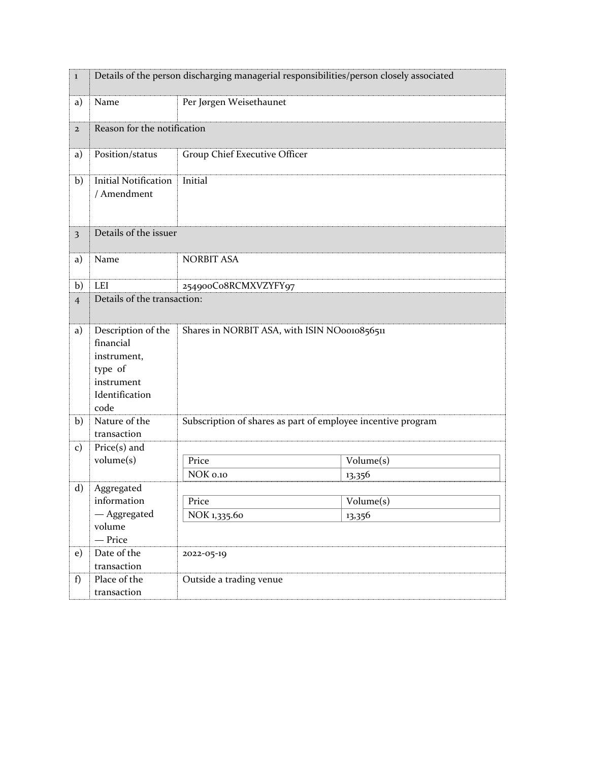| 1 | Details of the person discharging managerial responsibilities/person closely associated | |
|---|---|---|
| a) | Name | Per Jørgen Weisethaunet |
| 2 | Reason for the notification | |
| a) | Position/status | Group Chief Executive Officer |
| b) | Initial Notification / Amendment | Initial |
| 3 | Details of the issuer | |
| a) | Name | NORBIT ASA |
| b) | LEI | 254900C08RCMXVZYFY97 |
| 4 | Details of the transaction: | |
| a) | Description of the financial instrument, type of instrument Identification code | Shares in NORBIT ASA, with ISIN NO0010856511 |
| b) | Nature of the transaction | Subscription of shares as part of employee incentive program |
| c) | Price(s) and volume(s) | Price: NOK 0.10 / Volume(s): 13,356 |
| d) | Aggregated information — Aggregated volume — Price | Price: NOK 1,335.60 / Volume(s): 13,356 |
| e) | Date of the transaction | 2022-05-19 |
| f) | Place of the transaction | Outside a trading venue |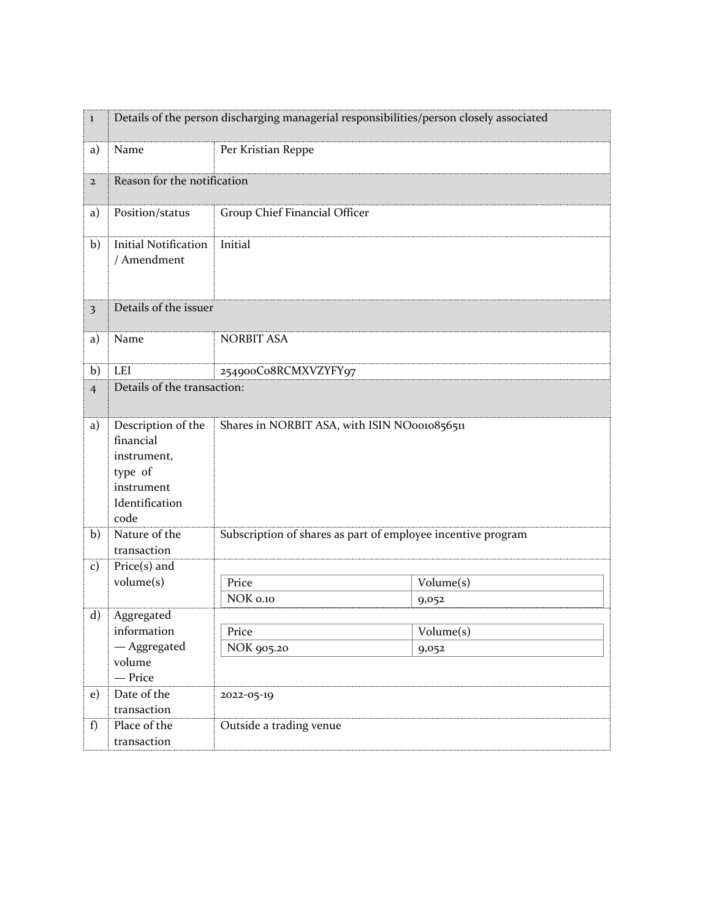| 1 | Details of the person discharging managerial responsibilities/person closely associated | |
|---|---|---|
| a) | Name | Per Kristian Reppe |
| 2 | Reason for the notification | |
| a) | Position/status | Group Chief Financial Officer |
| b) | Initial Notification / Amendment | Initial |
| 3 | Details of the issuer | |
| a) | Name | NORBIT ASA |
| b) | LEI | 254900C08RCMXVZYFY97 |
| 4 | Details of the transaction: | |
| a) | Description of the financial instrument, type of instrument Identification code | Shares in NORBIT ASA, with ISIN NO0010856511 |
| b) | Nature of the transaction | Subscription of shares as part of employee incentive program |
| c) | Price(s) and volume(s) | Price: NOK 0.10 / Volume(s): 9,052 |
| d) | Aggregated information — Aggregated volume — Price | Price: NOK 905.20 / Volume(s): 9,052 |
| e) | Date of the transaction | 2022-05-19 |
| f) | Place of the transaction | Outside a trading venue |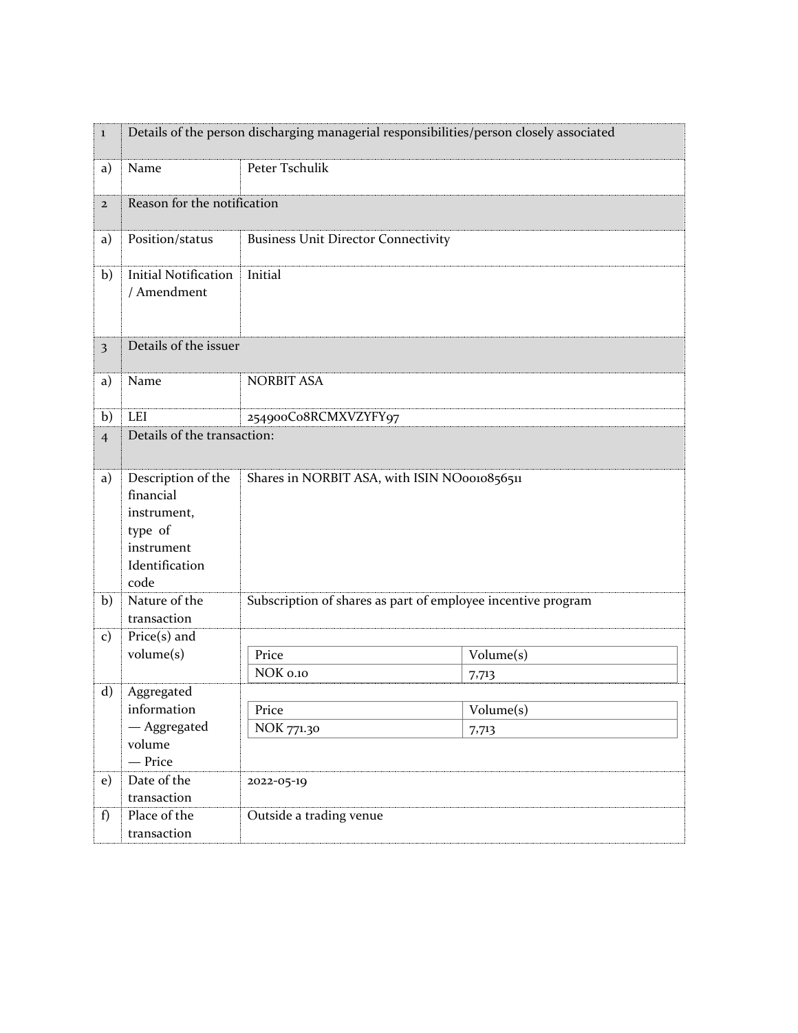| 1 | Details of the person discharging managerial responsibilities/person closely associated | |
|---|---|---|
| a) | Name | Peter Tschulik |
| 2 | Reason for the notification | |
| a) | Position/status | Business Unit Director Connectivity |
| b) | Initial Notification / Amendment | Initial |
| 3 | Details of the issuer | |
| a) | Name | NORBIT ASA |
| b) | LEI | 254900CO8RCMXVZYFY97 |
| 4 | Details of the transaction: | |
| a) | Description of the financial instrument, type of instrument Identification code | Shares in NORBIT ASA, with ISIN NO0010856511 |
| b) | Nature of the transaction | Subscription of shares as part of employee incentive program |
| c) | Price(s) and volume(s) | Price: NOK 0.10; Volume(s): 7,713 |
| d) | Aggregated information — Aggregated volume — Price | Price: NOK 771.30; Volume(s): 7,713 |
| e) | Date of the transaction | 2022-05-19 |
| f) | Place of the transaction | Outside a trading venue |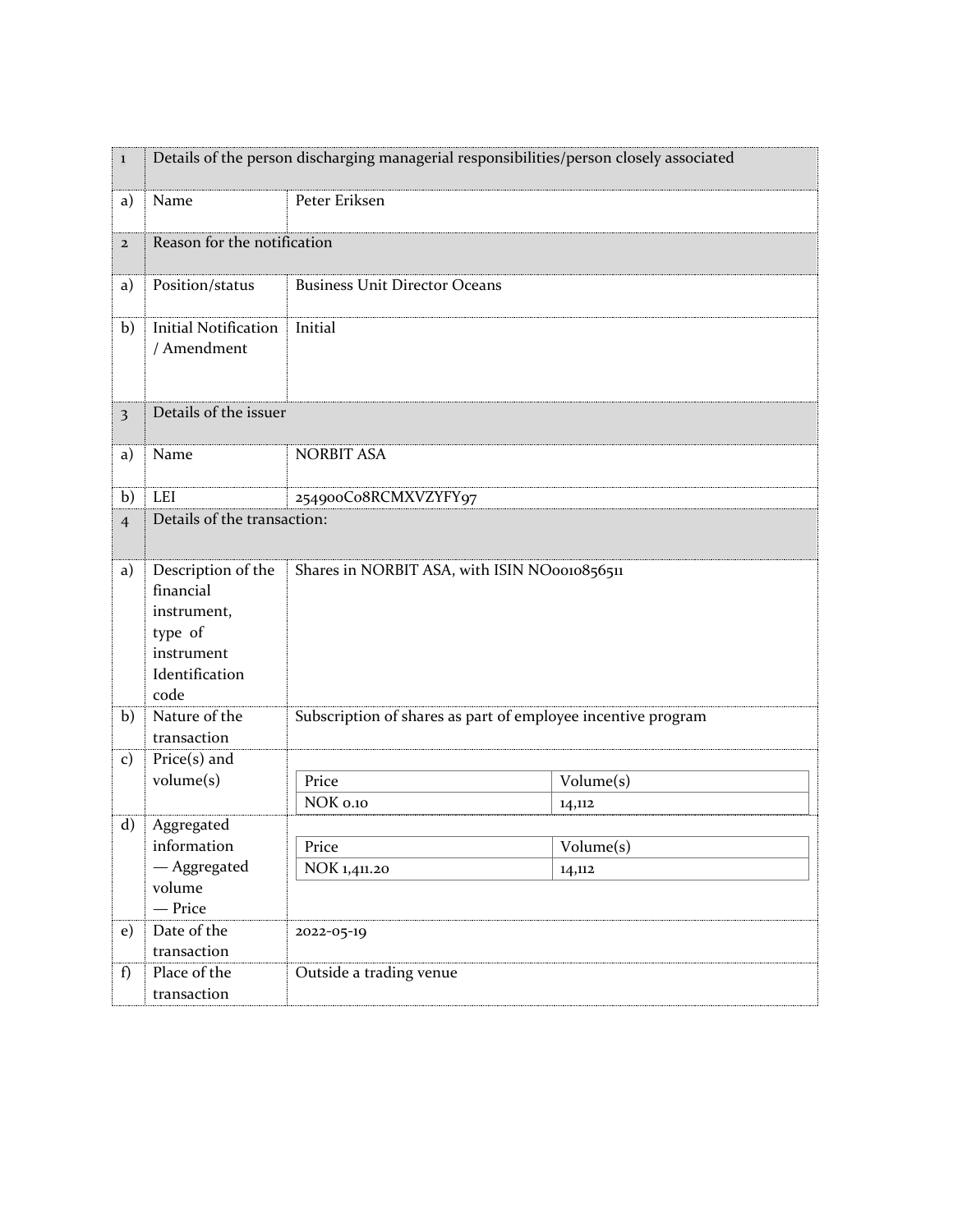| 1 | Details of the person discharging managerial responsibilities/person closely associated | |
|---|---|---|
| a) | Name | Peter Eriksen |
| 2 | Reason for the notification | |
| a) | Position/status | Business Unit Director Oceans |
| b) | Initial Notification / Amendment | Initial |
| 3 | Details of the issuer | |
| a) | Name | NORBIT ASA |
| b) | LEI | 254900C08RCMXVZYFY97 |
| 4 | Details of the transaction: | |
| a) | Description of the financial instrument, type of instrument Identification code | Shares in NORBIT ASA, with ISIN NO0010856511 |
| b) | Nature of the transaction | Subscription of shares as part of employee incentive program |
| c) | Price(s) and volume(s) | Price: NOK 0.10 / Volume(s): 14,112 |
| d) | Aggregated information — Aggregated volume — Price | Price: NOK 1,411.20 / Volume(s): 14,112 |
| e) | Date of the transaction | 2022-05-19 |
| f) | Place of the transaction | Outside a trading venue |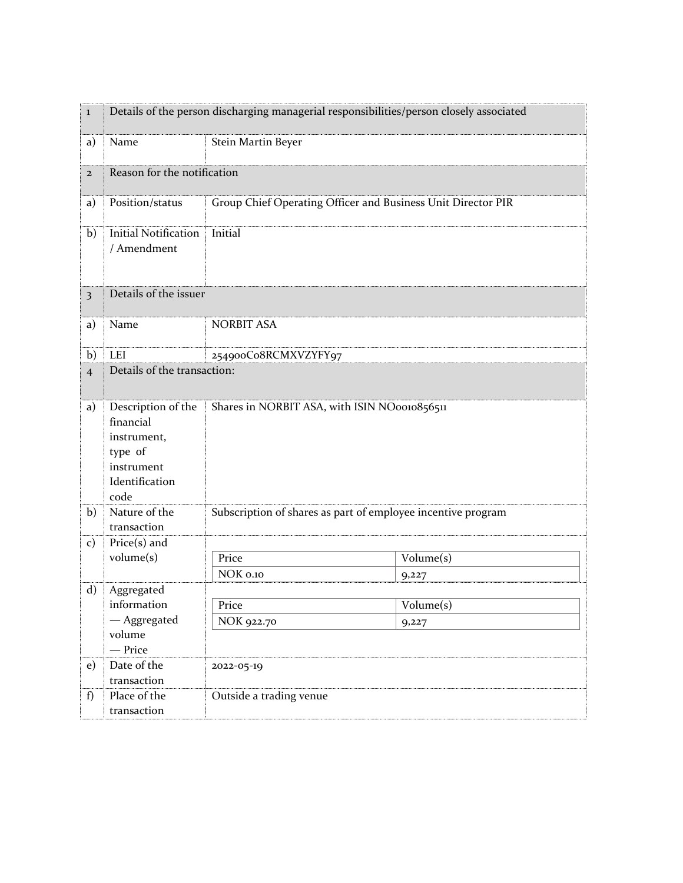| | | |
|---|---|---|
| 1 | Details of the person discharging managerial responsibilities/person closely associated | |
| a) | Name | Stein Martin Beyer |
| 2 | Reason for the notification | |
| a) | Position/status | Group Chief Operating Officer and Business Unit Director PIR |
| b) | Initial Notification / Amendment | Initial |
| 3 | Details of the issuer | |
| a) | Name | NORBIT ASA |
| b) | LEI | 254900C08RCMXVZYFY97 |
| 4 | Details of the transaction: | |
| a) | Description of the financial instrument, type of instrument Identification code | Shares in NORBIT ASA, with ISIN NO0010856511 |
| b) | Nature of the transaction | Subscription of shares as part of employee incentive program |
| c) | Price(s) and volume(s) | Price: NOK 0.10 / Volume(s): 9,227 |
| d) | Aggregated information — Aggregated volume — Price | Price: NOK 922.70 / Volume(s): 9,227 |
| e) | Date of the transaction | 2022-05-19 |
| f) | Place of the transaction | Outside a trading venue |

**c) Price(s) and volume(s)**

| Price | Volume(s) |
|---|---|
| NOK 0.10 | 9,227 |

**d) Aggregated information**

| Price | Volume(s) |
|---|---|
| NOK 922.70 | 9,227 |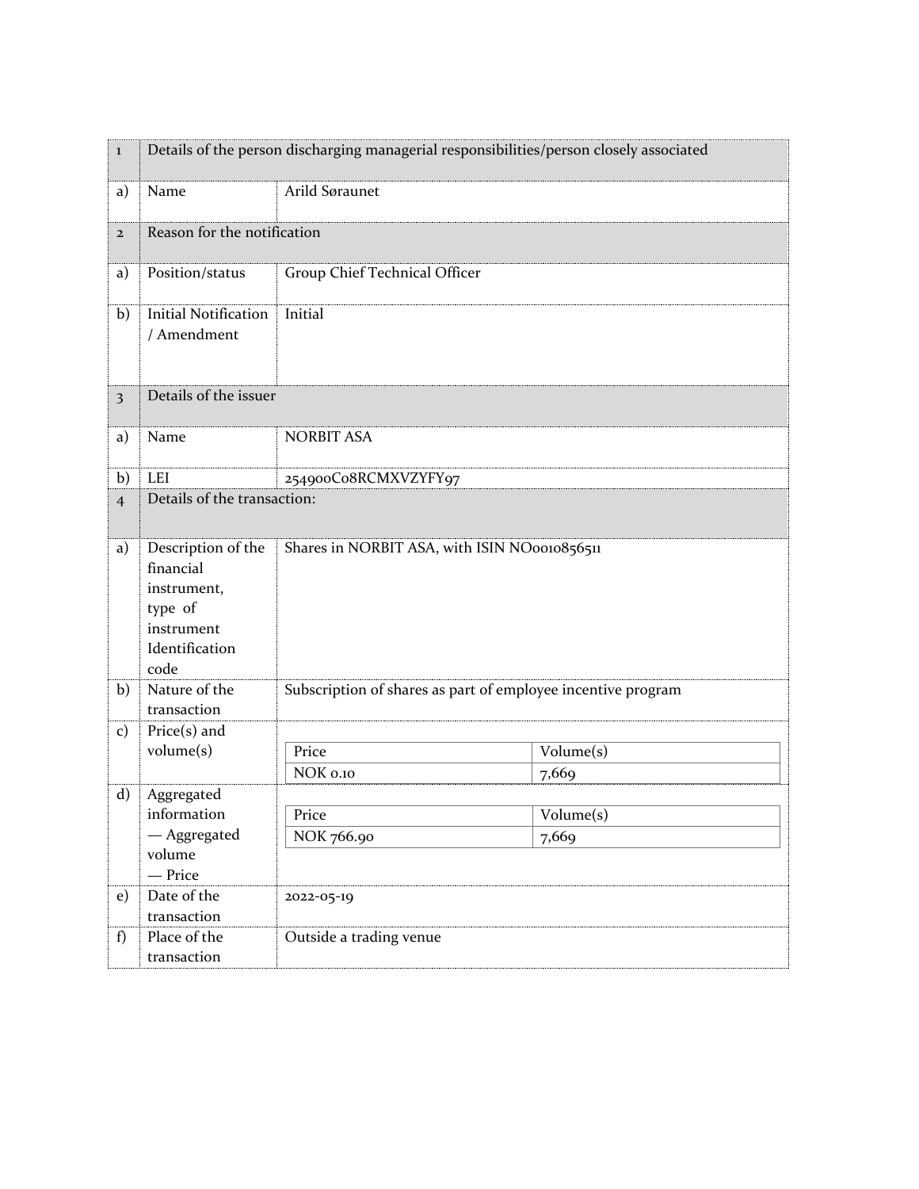| | | |
|---|---|---|
| 1 | Details of the person discharging managerial responsibilities/person closely associated | |
| a) | Name | Arild Søraunet |
| 2 | Reason for the notification | |
| a) | Position/status | Group Chief Technical Officer |
| b) | Initial Notification / Amendment | Initial |
| 3 | Details of the issuer | |
| a) | Name | NORBIT ASA |
| b) | LEI | 254900C08RCMXVZYFY97 |
| 4 | Details of the transaction: | |
| a) | Description of the financial instrument, type of instrument Identification code | Shares in NORBIT ASA, with ISIN NO0010856511 |
| b) | Nature of the transaction | Subscription of shares as part of employee incentive program |
| c) | Price(s) and volume(s) | Price: NOK 0.10 / Volume(s): 7,669 |
| d) | Aggregated information — Aggregated volume — Price | Price: NOK 766.90 / Volume(s): 7,669 |
| e) | Date of the transaction | 2022-05-19 |
| f) | Place of the transaction | Outside a trading venue |